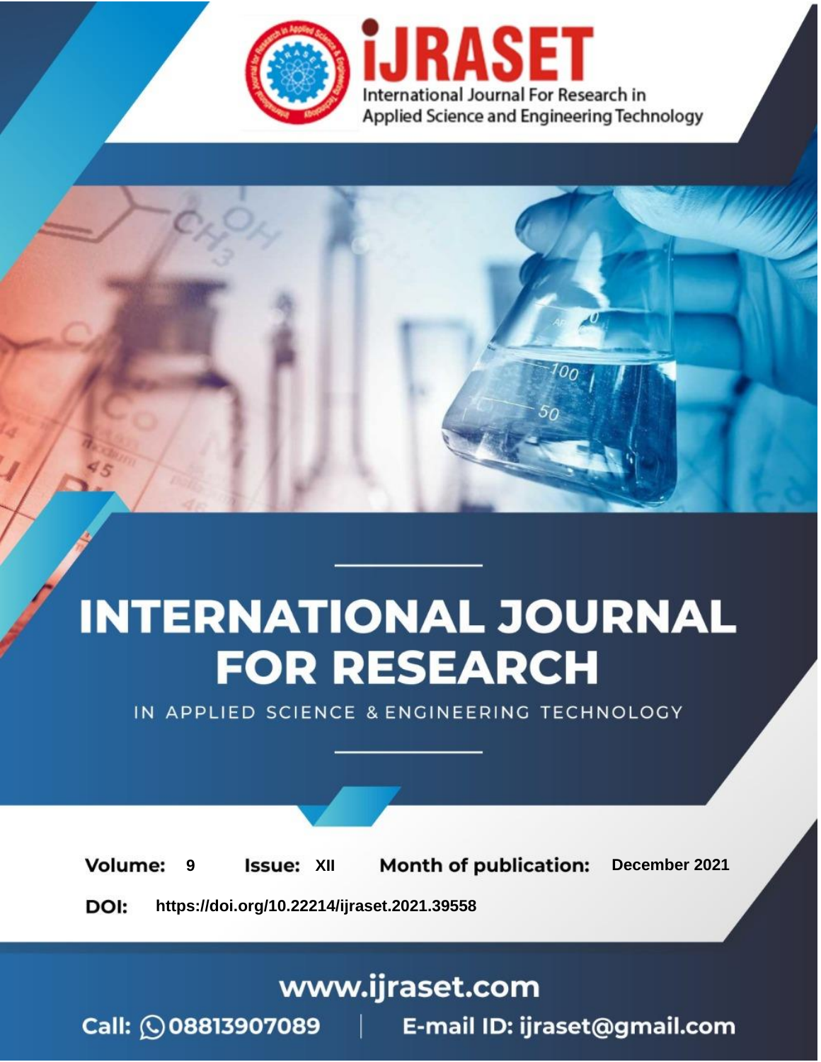# INTERNATIONAL JOURNAL FOR RESEARCH

IN APPLIED SCIENCE & ENGINEERING TECHNOLOGY

**Volume:** 9 **Issue:** XII **Month of publication:** December 2021

**DOI:** https://doi.org/10.22214/ijraset.2021.39558

www.ijraset.com

Call: 08813907089 | E-mail ID: ijraset@gmail.com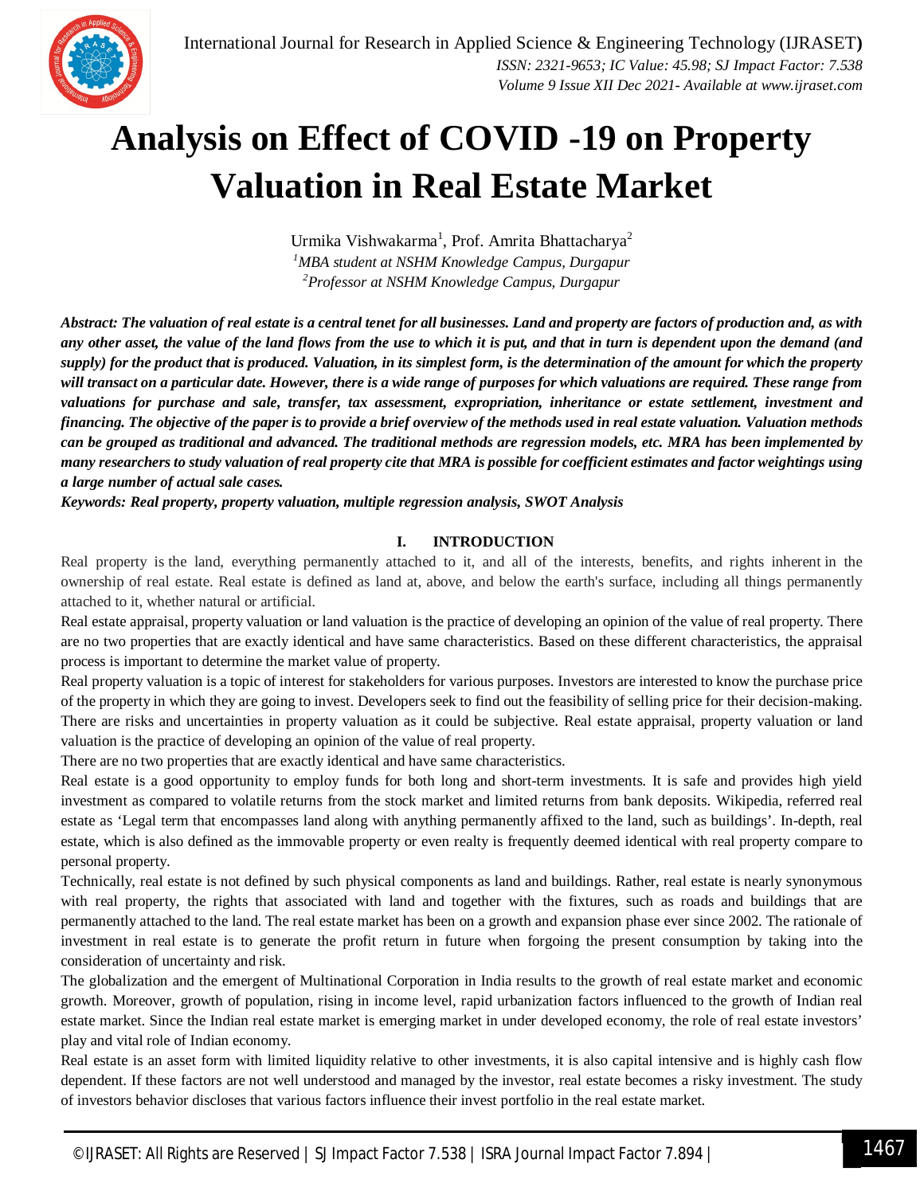# Analysis on Effect of COVID -19 on Property Valuation in Real Estate Market

Urmika Vishwakarma[1], Prof. Amrita Bhattacharya[2]

[1]*MBA student at NSHM Knowledge Campus, Durgapur*
[2]*Professor at NSHM Knowledge Campus, Durgapur*

***Abstract:** The valuation of real estate is a central tenet for all businesses. Land and property are factors of production and, as with any other asset, the value of the land flows from the use to which it is put, and that in turn is dependent upon the demand (and supply) for the product that is produced. Valuation, in its simplest form, is the determination of the amount for which the property will transact on a particular date. However, there is a wide range of purposes for which valuations are required. These range from valuations for purchase and sale, transfer, tax assessment, expropriation, inheritance or estate settlement, investment and financing. The objective of the paper is to provide a brief overview of the methods used in real estate valuation. Valuation methods can be grouped as traditional and advanced. The traditional methods are regression models, etc. MRA has been implemented by many researchers to study valuation of real property cite that MRA is possible for coefficient estimates and factor weightings using a large number of actual sale cases.*

***Keywords:** Real property, property valuation, multiple regression analysis, SWOT Analysis*

## I. INTRODUCTION

Real property is the land, everything permanently attached to it, and all of the interests, benefits, and rights inherent in the ownership of real estate. Real estate is defined as land at, above, and below the earth's surface, including all things permanently attached to it, whether natural or artificial.

Real estate appraisal, property valuation or land valuation is the practice of developing an opinion of the value of real property. There are no two properties that are exactly identical and have same characteristics. Based on these different characteristics, the appraisal process is important to determine the market value of property.

Real property valuation is a topic of interest for stakeholders for various purposes. Investors are interested to know the purchase price of the property in which they are going to invest. Developers seek to find out the feasibility of selling price for their decision-making. There are risks and uncertainties in property valuation as it could be subjective. Real estate appraisal, property valuation or land valuation is the practice of developing an opinion of the value of real property.

There are no two properties that are exactly identical and have same characteristics.

Real estate is a good opportunity to employ funds for both long and short-term investments. It is safe and provides high yield investment as compared to volatile returns from the stock market and limited returns from bank deposits. Wikipedia, referred real estate as 'Legal term that encompasses land along with anything permanently affixed to the land, such as buildings'. In-depth, real estate, which is also defined as the immovable property or even realty is frequently deemed identical with real property compare to personal property.

Technically, real estate is not defined by such physical components as land and buildings. Rather, real estate is nearly synonymous with real property, the rights that associated with land and together with the fixtures, such as roads and buildings that are permanently attached to the land. The real estate market has been on a growth and expansion phase ever since 2002. The rationale of investment in real estate is to generate the profit return in future when forgoing the present consumption by taking into the consideration of uncertainty and risk.

The globalization and the emergent of Multinational Corporation in India results to the growth of real estate market and economic growth. Moreover, growth of population, rising in income level, rapid urbanization factors influenced to the growth of Indian real estate market. Since the Indian real estate market is emerging market in under developed economy, the role of real estate investors' play and vital role of Indian economy.

Real estate is an asset form with limited liquidity relative to other investments, it is also capital intensive and is highly cash flow dependent. If these factors are not well understood and managed by the investor, real estate becomes a risky investment. The study of investors behavior discloses that various factors influence their invest portfolio in the real estate market.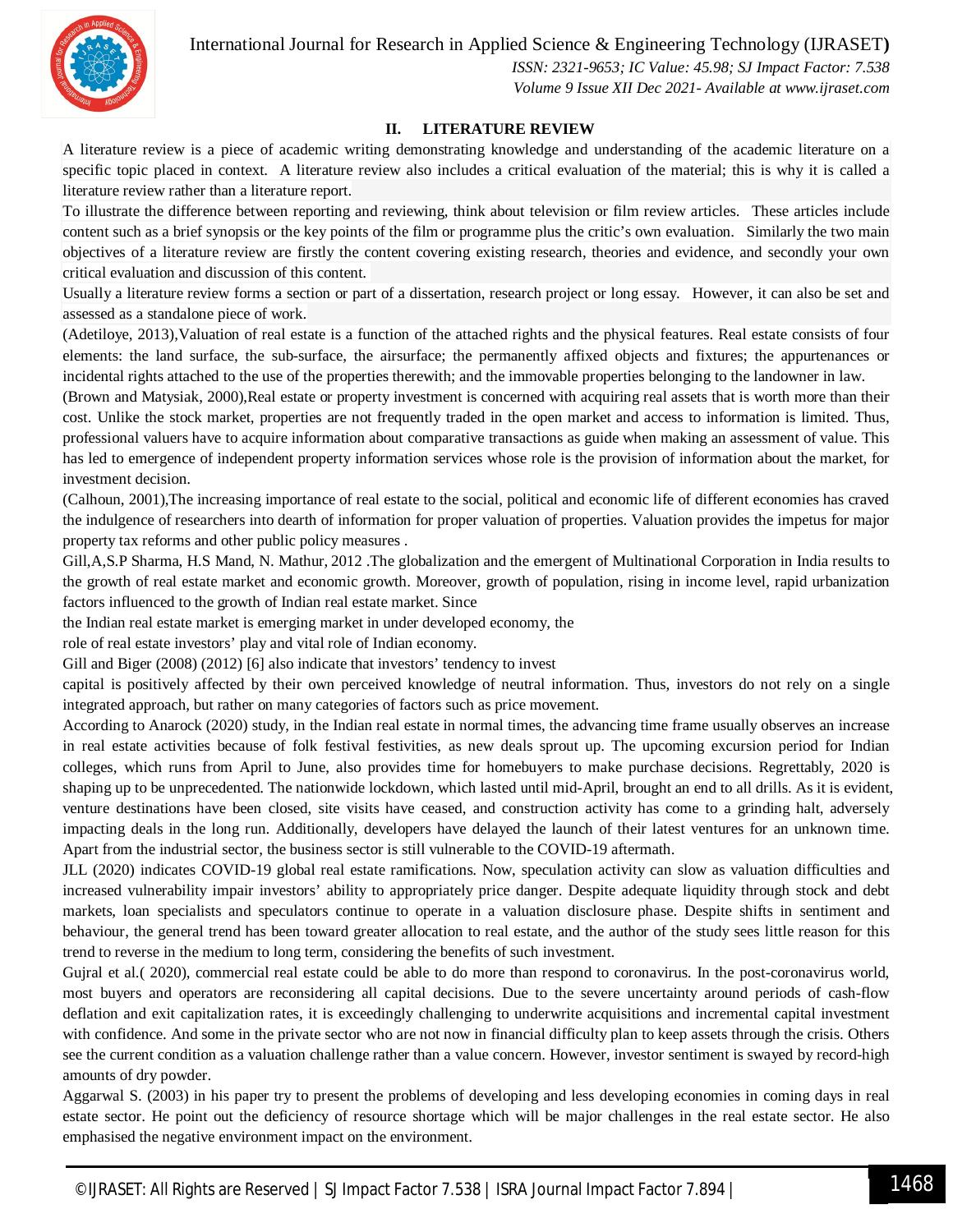## II. LITERATURE REVIEW

A literature review is a piece of academic writing demonstrating knowledge and understanding of the academic literature on a specific topic placed in context. A literature review also includes a critical evaluation of the material; this is why it is called a literature review rather than a literature report.

To illustrate the difference between reporting and reviewing, think about television or film review articles. These articles include content such as a brief synopsis or the key points of the film or programme plus the critic's own evaluation. Similarly the two main objectives of a literature review are firstly the content covering existing research, theories and evidence, and secondly your own critical evaluation and discussion of this content.

Usually a literature review forms a section or part of a dissertation, research project or long essay. However, it can also be set and assessed as a standalone piece of work.

(Adetiloye, 2013),Valuation of real estate is a function of the attached rights and the physical features. Real estate consists of four elements: the land surface, the sub-surface, the airsurface; the permanently affixed objects and fixtures; the appurtenances or incidental rights attached to the use of the properties therewith; and the immovable properties belonging to the landowner in law.

(Brown and Matysiak, 2000),Real estate or property investment is concerned with acquiring real assets that is worth more than their cost. Unlike the stock market, properties are not frequently traded in the open market and access to information is limited. Thus, professional valuers have to acquire information about comparative transactions as guide when making an assessment of value. This has led to emergence of independent property information services whose role is the provision of information about the market, for investment decision.

(Calhoun, 2001),The increasing importance of real estate to the social, political and economic life of different economies has craved the indulgence of researchers into dearth of information for proper valuation of properties. Valuation provides the impetus for major property tax reforms and other public policy measures .

Gill,A,S.P Sharma, H.S Mand, N. Mathur, 2012 .The globalization and the emergent of Multinational Corporation in India results to the growth of real estate market and economic growth. Moreover, growth of population, rising in income level, rapid urbanization factors influenced to the growth of Indian real estate market. Since
the Indian real estate market is emerging market in under developed economy, the
role of real estate investors' play and vital role of Indian economy.

Gill and Biger (2008) (2012) [6] also indicate that investors' tendency to invest
capital is positively affected by their own perceived knowledge of neutral information. Thus, investors do not rely on a single integrated approach, but rather on many categories of factors such as price movement.

According to Anarock (2020) study, in the Indian real estate in normal times, the advancing time frame usually observes an increase in real estate activities because of folk festival festivities, as new deals sprout up. The upcoming excursion period for Indian colleges, which runs from April to June, also provides time for homebuyers to make purchase decisions. Regrettably, 2020 is shaping up to be unprecedented. The nationwide lockdown, which lasted until mid-April, brought an end to all drills. As it is evident, venture destinations have been closed, site visits have ceased, and construction activity has come to a grinding halt, adversely impacting deals in the long run. Additionally, developers have delayed the launch of their latest ventures for an unknown time. Apart from the industrial sector, the business sector is still vulnerable to the COVID-19 aftermath.

JLL (2020) indicates COVID-19 global real estate ramifications. Now, speculation activity can slow as valuation difficulties and increased vulnerability impair investors' ability to appropriately price danger. Despite adequate liquidity through stock and debt markets, loan specialists and speculators continue to operate in a valuation disclosure phase. Despite shifts in sentiment and behaviour, the general trend has been toward greater allocation to real estate, and the author of the study sees little reason for this trend to reverse in the medium to long term, considering the benefits of such investment.

Gujral et al.( 2020), commercial real estate could be able to do more than respond to coronavirus. In the post-coronavirus world, most buyers and operators are reconsidering all capital decisions. Due to the severe uncertainty around periods of cash-flow deflation and exit capitalization rates, it is exceedingly challenging to underwrite acquisitions and incremental capital investment with confidence. And some in the private sector who are not now in financial difficulty plan to keep assets through the crisis. Others see the current condition as a valuation challenge rather than a value concern. However, investor sentiment is swayed by record-high amounts of dry powder.

Aggarwal S. (2003) in his paper try to present the problems of developing and less developing economies in coming days in real estate sector. He point out the deficiency of resource shortage which will be major challenges in the real estate sector. He also emphasised the negative environment impact on the environment.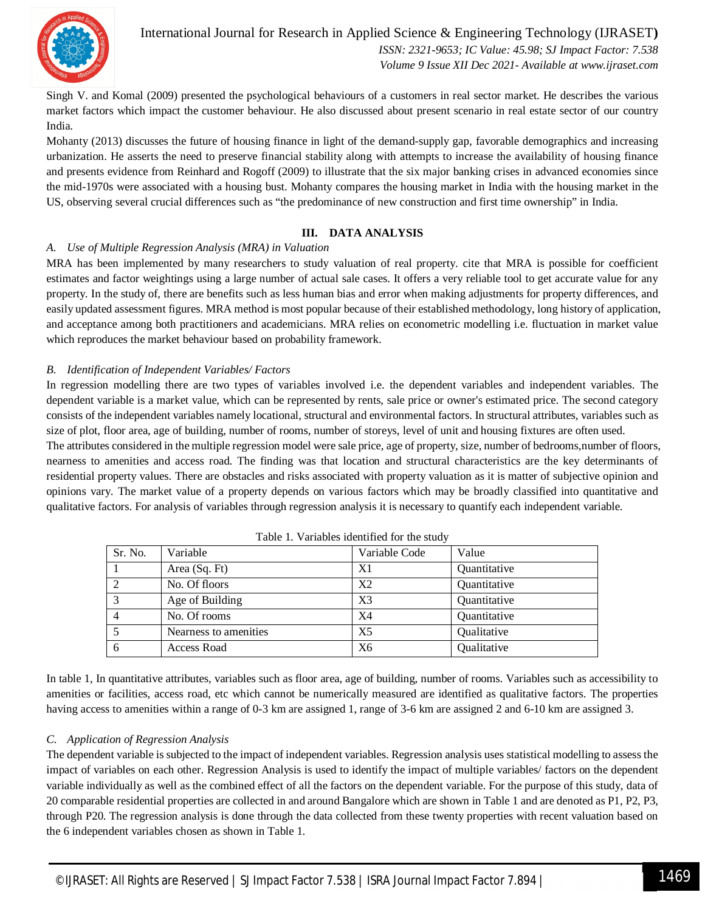Singh V. and Komal (2009) presented the psychological behaviours of a customers in real sector market. He describes the various market factors which impact the customer behaviour. He also discussed about present scenario in real estate sector of our country India.

Mohanty (2013) discusses the future of housing finance in light of the demand-supply gap, favorable demographics and increasing urbanization. He asserts the need to preserve financial stability along with attempts to increase the availability of housing finance and presents evidence from Reinhard and Rogoff (2009) to illustrate that the six major banking crises in advanced economies since the mid-1970s were associated with a housing bust. Mohanty compares the housing market in India with the housing market in the US, observing several crucial differences such as "the predominance of new construction and first time ownership" in India.

## III. DATA ANALYSIS

### A. *Use of Multiple Regression Analysis (MRA) in Valuation*

MRA has been implemented by many researchers to study valuation of real property. cite that MRA is possible for coefficient estimates and factor weightings using a large number of actual sale cases. It offers a very reliable tool to get accurate value for any property. In the study of, there are benefits such as less human bias and error when making adjustments for property differences, and easily updated assessment figures. MRA method is most popular because of their established methodology, long history of application, and acceptance among both practitioners and academicians. MRA relies on econometric modelling i.e. fluctuation in market value which reproduces the market behaviour based on probability framework.

### B. *Identification of Independent Variables/ Factors*

In regression modelling there are two types of variables involved i.e. the dependent variables and independent variables. The dependent variable is a market value, which can be represented by rents, sale price or owner's estimated price. The second category consists of the independent variables namely locational, structural and environmental factors. In structural attributes, variables such as size of plot, floor area, age of building, number of rooms, number of storeys, level of unit and housing fixtures are often used.

The attributes considered in the multiple regression model were sale price, age of property, size, number of bedrooms,number of floors, nearness to amenities and access road. The finding was that location and structural characteristics are the key determinants of residential property values. There are obstacles and risks associated with property valuation as it is matter of subjective opinion and opinions vary. The market value of a property depends on various factors which may be broadly classified into quantitative and qualitative factors. For analysis of variables through regression analysis it is necessary to quantify each independent variable.

Table 1. Variables identified for the study

| Sr. No. | Variable | Variable Code | Value |
|---|---|---|---|
| 1 | Area (Sq. Ft) | X1 | Quantitative |
| 2 | No. Of floors | X2 | Quantitative |
| 3 | Age of Building | X3 | Quantitative |
| 4 | No. Of rooms | X4 | Quantitative |
| 5 | Nearness to amenities | X5 | Qualitative |
| 6 | Access Road | X6 | Qualitative |

In table 1, In quantitative attributes, variables such as floor area, age of building, number of rooms. Variables such as accessibility to amenities or facilities, access road, etc which cannot be numerically measured are identified as qualitative factors. The properties having access to amenities within a range of 0-3 km are assigned 1, range of 3-6 km are assigned 2 and 6-10 km are assigned 3.

### C. *Application of Regression Analysis*

The dependent variable is subjected to the impact of independent variables. Regression analysis uses statistical modelling to assess the impact of variables on each other. Regression Analysis is used to identify the impact of multiple variables/ factors on the dependent variable individually as well as the combined effect of all the factors on the dependent variable. For the purpose of this study, data of 20 comparable residential properties are collected in and around Bangalore which are shown in Table 1 and are denoted as P1, P2, P3, through P20. The regression analysis is done through the data collected from these twenty properties with recent valuation based on the 6 independent variables chosen as shown in Table 1.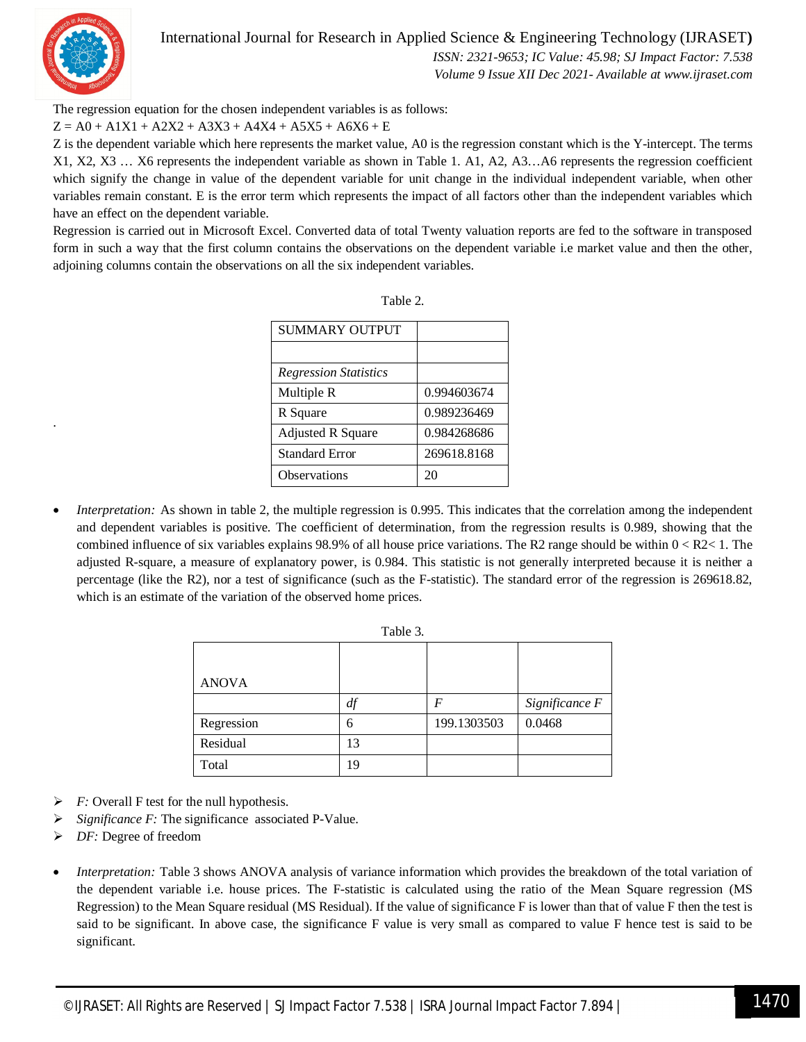The regression equation for the chosen independent variables is as follows:

$Z = A0 + A1X1 + A2X2 + A3X3 + A4X4 + A5X5 + A6X6 + E$

Z is the dependent variable which here represents the market value, A0 is the regression constant which is the Y-intercept. The terms X1, X2, X3 … X6 represents the independent variable as shown in Table 1. A1, A2, A3…A6 represents the regression coefficient which signify the change in value of the dependent variable for unit change in the individual independent variable, when other variables remain constant. E is the error term which represents the impact of all factors other than the independent variables which have an effect on the dependent variable.

Regression is carried out in Microsoft Excel. Converted data of total Twenty valuation reports are fed to the software in transposed form in such a way that the first column contains the observations on the dependent variable i.e market value and then the other, adjoining columns contain the observations on all the six independent variables.

Table 2.

| SUMMARY OUTPUT | |
|---|---|
| | |
| *Regression Statistics* | |
| Multiple R | 0.994603674 |
| R Square | 0.989236469 |
| Adjusted R Square | 0.984268686 |
| Standard Error | 269618.8168 |
| Observations | 20 |

- *Interpretation:* As shown in table 2, the multiple regression is 0.995. This indicates that the correlation among the independent and dependent variables is positive. The coefficient of determination, from the regression results is 0.989, showing that the combined influence of six variables explains 98.9% of all house price variations. The R2 range should be within $0 < R2 < 1$. The adjusted R-square, a measure of explanatory power, is 0.984. This statistic is not generally interpreted because it is neither a percentage (like the R2), nor a test of significance (such as the F-statistic). The standard error of the regression is 269618.82, which is an estimate of the variation of the observed home prices.

Table 3.

| ANOVA | | | |
|---|---|---|---|
| | *df* | *F* | *Significance F* |
| Regression | 6 | 199.1303503 | 0.0468 |
| Residual | 13 | | |
| Total | 19 | | |

- *F:* Overall F test for the null hypothesis.
- *Significance F:* The significance associated P-Value.
- *DF:* Degree of freedom

- *Interpretation:* Table 3 shows ANOVA analysis of variance information which provides the breakdown of the total variation of the dependent variable i.e. house prices. The F-statistic is calculated using the ratio of the Mean Square regression (MS Regression) to the Mean Square residual (MS Residual). If the value of significance F is lower than that of value F then the test is said to be significant. In above case, the significance F value is very small as compared to value F hence test is said to be significant.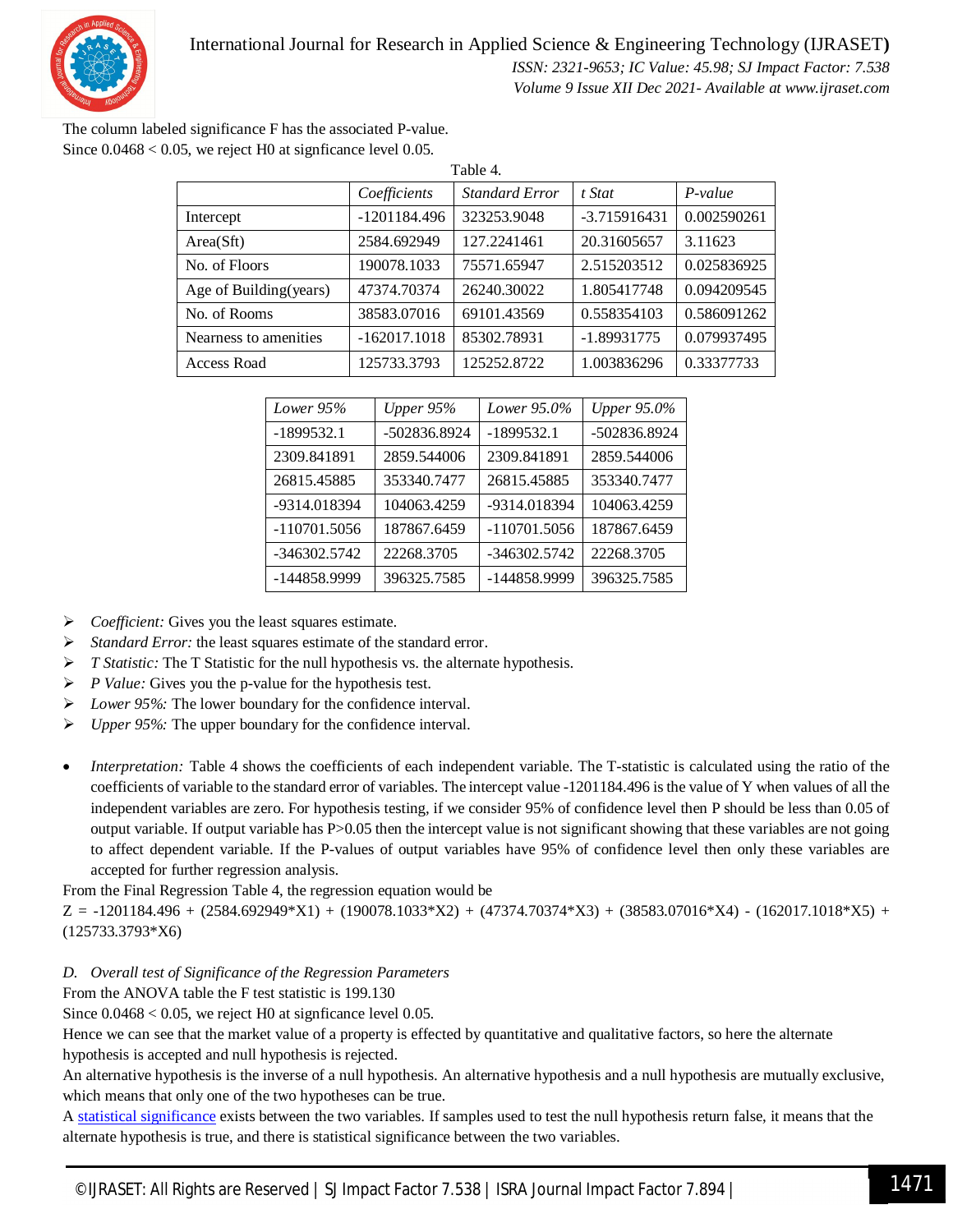The column labeled significance F has the associated P-value.
Since 0.0468 < 0.05, we reject H0 at signficance level 0.05.

Table 4.

| | *Coefficients* | *Standard Error* | *t Stat* | *P-value* |
|---|---|---|---|---|
| Intercept | -1201184.496 | 323253.9048 | -3.715916431 | 0.002590261 |
| Area(Sft) | 2584.692949 | 127.2241461 | 20.31605657 | 3.11623 |
| No. of Floors | 190078.1033 | 75571.65947 | 2.515203512 | 0.025836925 |
| Age of Building(years) | 47374.70374 | 26240.30022 | 1.805417748 | 0.094209545 |
| No. of Rooms | 38583.07016 | 69101.43569 | 0.558354103 | 0.586091262 |
| Nearness to amenities | -162017.1018 | 85302.78931 | -1.89931775 | 0.079937495 |
| Access Road | 125733.3793 | 125252.8722 | 1.003836296 | 0.33377733 |

| *Lower 95%* | *Upper 95%* | *Lower 95.0%* | *Upper 95.0%* |
|---|---|---|---|
| -1899532.1 | -502836.8924 | -1899532.1 | -502836.8924 |
| 2309.841891 | 2859.544006 | 2309.841891 | 2859.544006 |
| 26815.45885 | 353340.7477 | 26815.45885 | 353340.7477 |
| -9314.018394 | 104063.4259 | -9314.018394 | 104063.4259 |
| -110701.5056 | 187867.6459 | -110701.5056 | 187867.6459 |
| -346302.5742 | 22268.3705 | -346302.5742 | 22268.3705 |
| -144858.9999 | 396325.7585 | -144858.9999 | 396325.7585 |

- *Coefficient:* Gives you the least squares estimate.
- *Standard Error:* the least squares estimate of the standard error.
- *T Statistic:* The T Statistic for the null hypothesis vs. the alternate hypothesis.
- *P Value:* Gives you the p-value for the hypothesis test.
- *Lower 95%:* The lower boundary for the confidence interval.
- *Upper 95%:* The upper boundary for the confidence interval.

- *Interpretation:* Table 4 shows the coefficients of each independent variable. The T-statistic is calculated using the ratio of the coefficients of variable to the standard error of variables. The intercept value -1201184.496 is the value of Y when values of all the independent variables are zero. For hypothesis testing, if we consider 95% of confidence level then P should be less than 0.05 of output variable. If output variable has P>0.05 then the intercept value is not significant showing that these variables are not going to affect dependent variable. If the P-values of output variables have 95% of confidence level then only these variables are accepted for further regression analysis.

From the Final Regression Table 4, the regression equation would be

$$Z = -1201184.496 + (2584.692949*X1) + (190078.1033*X2) + (47374.70374*X3) + (38583.07016*X4) - (162017.1018*X5) + (125733.3793*X6)$$

### D. Overall test of Significance of the Regression Parameters

From the ANOVA table the F test statistic is 199.130

Since 0.0468 < 0.05, we reject H0 at signficance level 0.05.

Hence we can see that the market value of a property is effected by quantitative and qualitative factors, so here the alternate hypothesis is accepted and null hypothesis is rejected.

An alternative hypothesis is the inverse of a null hypothesis. An alternative hypothesis and a null hypothesis are mutually exclusive, which means that only one of the two hypotheses can be true.

A statistical significance exists between the two variables. If samples used to test the null hypothesis return false, it means that the alternate hypothesis is true, and there is statistical significance between the two variables.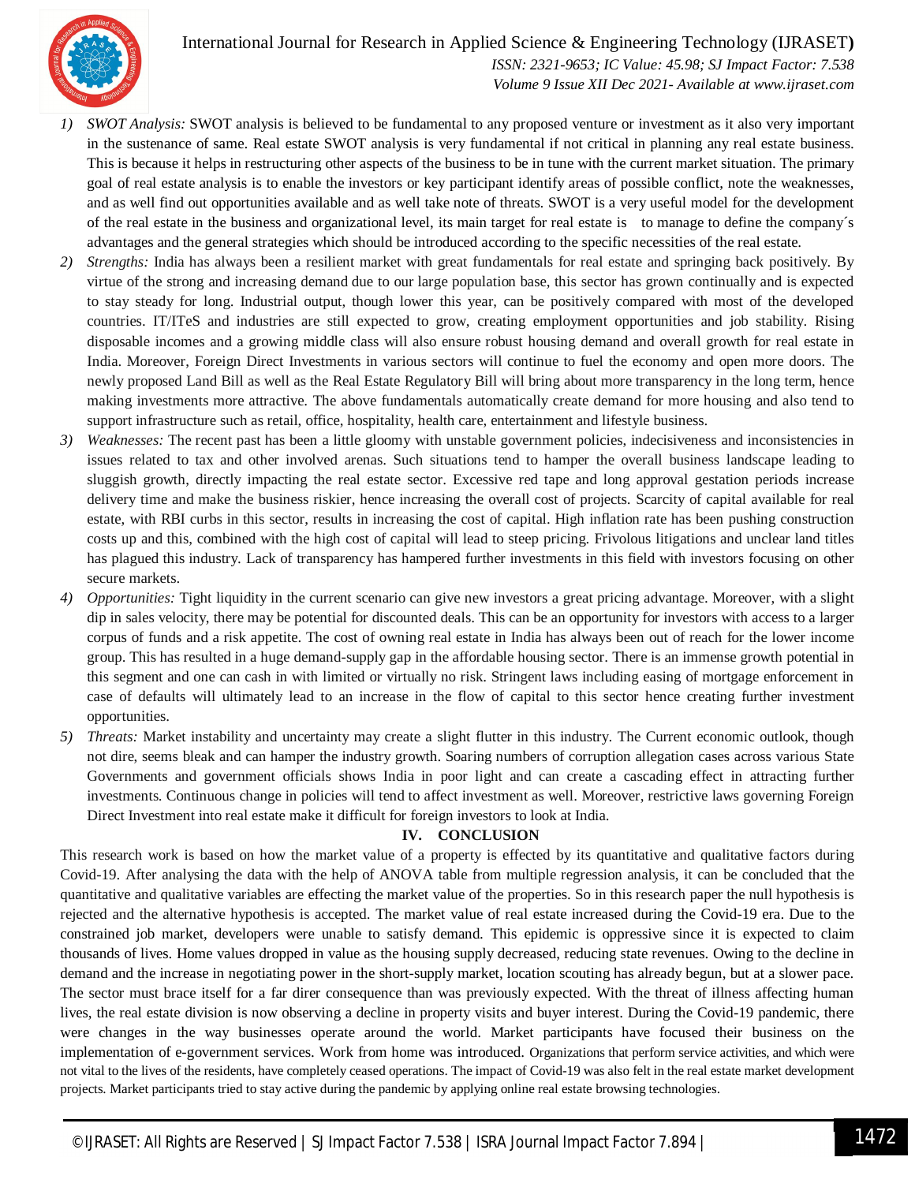1) *SWOT Analysis:* SWOT analysis is believed to be fundamental to any proposed venture or investment as it also very important in the sustenance of same. Real estate SWOT analysis is very fundamental if not critical in planning any real estate business. This is because it helps in restructuring other aspects of the business to be in tune with the current market situation. The primary goal of real estate analysis is to enable the investors or key participant identify areas of possible conflict, note the weaknesses, and as well find out opportunities available and as well take note of threats. SWOT is a very useful model for the development of the real estate in the business and organizational level, its main target for real estate is to manage to define the company´s advantages and the general strategies which should be introduced according to the specific necessities of the real estate.
2) *Strengths:* India has always been a resilient market with great fundamentals for real estate and springing back positively. By virtue of the strong and increasing demand due to our large population base, this sector has grown continually and is expected to stay steady for long. Industrial output, though lower this year, can be positively compared with most of the developed countries. IT/ITeS and industries are still expected to grow, creating employment opportunities and job stability. Rising disposable incomes and a growing middle class will also ensure robust housing demand and overall growth for real estate in India. Moreover, Foreign Direct Investments in various sectors will continue to fuel the economy and open more doors. The newly proposed Land Bill as well as the Real Estate Regulatory Bill will bring about more transparency in the long term, hence making investments more attractive. The above fundamentals automatically create demand for more housing and also tend to support infrastructure such as retail, office, hospitality, health care, entertainment and lifestyle business.
3) *Weaknesses:* The recent past has been a little gloomy with unstable government policies, indecisiveness and inconsistencies in issues related to tax and other involved arenas. Such situations tend to hamper the overall business landscape leading to sluggish growth, directly impacting the real estate sector. Excessive red tape and long approval gestation periods increase delivery time and make the business riskier, hence increasing the overall cost of projects. Scarcity of capital available for real estate, with RBI curbs in this sector, results in increasing the cost of capital. High inflation rate has been pushing construction costs up and this, combined with the high cost of capital will lead to steep pricing. Frivolous litigations and unclear land titles has plagued this industry. Lack of transparency has hampered further investments in this field with investors focusing on other secure markets.
4) *Opportunities:* Tight liquidity in the current scenario can give new investors a great pricing advantage. Moreover, with a slight dip in sales velocity, there may be potential for discounted deals. This can be an opportunity for investors with access to a larger corpus of funds and a risk appetite. The cost of owning real estate in India has always been out of reach for the lower income group. This has resulted in a huge demand-supply gap in the affordable housing sector. There is an immense growth potential in this segment and one can cash in with limited or virtually no risk. Stringent laws including easing of mortgage enforcement in case of defaults will ultimately lead to an increase in the flow of capital to this sector hence creating further investment opportunities.
5) *Threats:* Market instability and uncertainty may create a slight flutter in this industry. The Current economic outlook, though not dire, seems bleak and can hamper the industry growth. Soaring numbers of corruption allegation cases across various State Governments and government officials shows India in poor light and can create a cascading effect in attracting further investments. Continuous change in policies will tend to affect investment as well. Moreover, restrictive laws governing Foreign Direct Investment into real estate make it difficult for foreign investors to look at India.

## IV. CONCLUSION

This research work is based on how the market value of a property is effected by its quantitative and qualitative factors during Covid-19. After analysing the data with the help of ANOVA table from multiple regression analysis, it can be concluded that the quantitative and qualitative variables are effecting the market value of the properties. So in this research paper the null hypothesis is rejected and the alternative hypothesis is accepted. The market value of real estate increased during the Covid-19 era. Due to the constrained job market, developers were unable to satisfy demand. This epidemic is oppressive since it is expected to claim thousands of lives. Home values dropped in value as the housing supply decreased, reducing state revenues. Owing to the decline in demand and the increase in negotiating power in the short-supply market, location scouting has already begun, but at a slower pace. The sector must brace itself for a far direr consequence than was previously expected. With the threat of illness affecting human lives, the real estate division is now observing a decline in property visits and buyer interest. During the Covid-19 pandemic, there were changes in the way businesses operate around the world. Market participants have focused their business on the implementation of e-government services. Work from home was introduced. Organizations that perform service activities, and which were not vital to the lives of the residents, have completely ceased operations. The impact of Covid-19 was also felt in the real estate market development projects. Market participants tried to stay active during the pandemic by applying online real estate browsing technologies.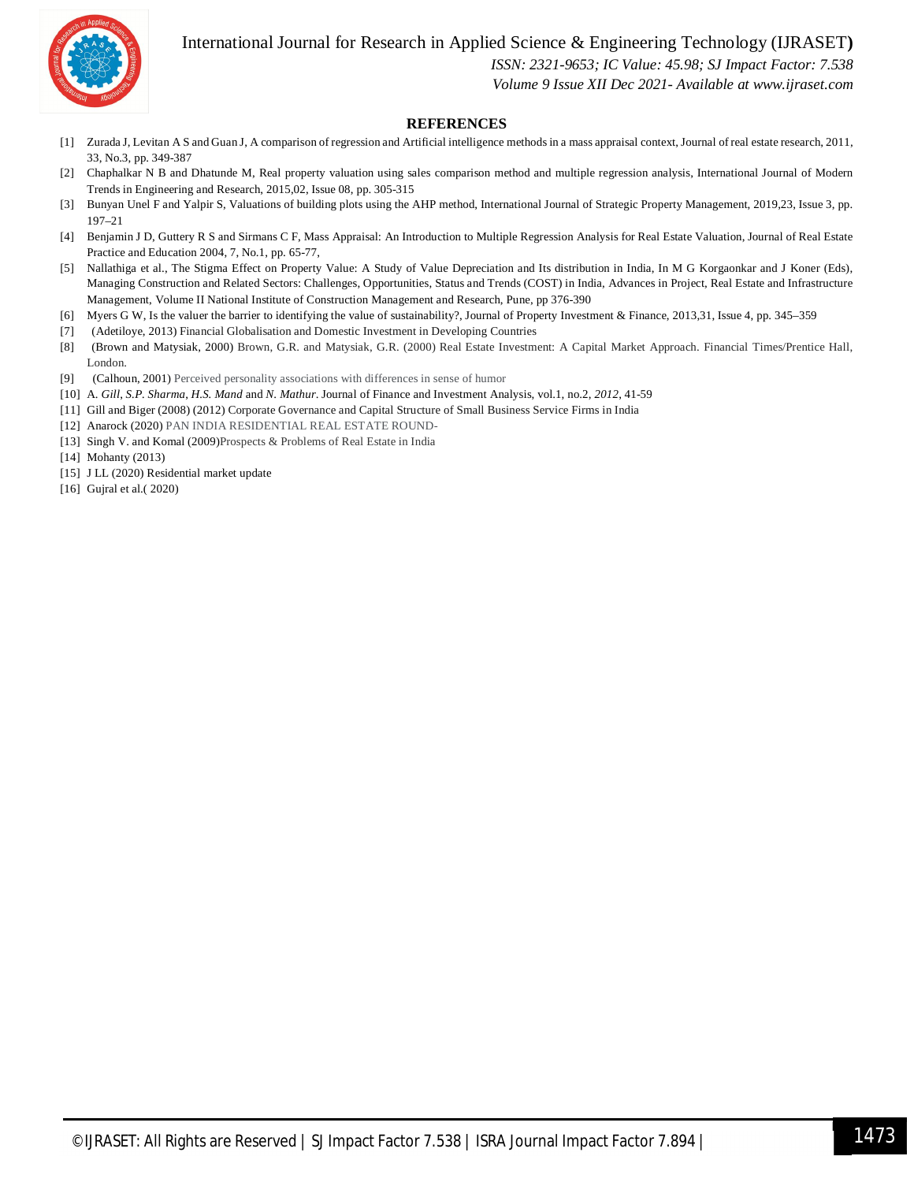## REFERENCES

[1] Zurada J, Levitan A S and Guan J, A comparison of regression and Artificial intelligence methods in a mass appraisal context, Journal of real estate research, 2011, 33, No.3, pp. 349-387

[2] Chaphalkar N B and Dhatunde M, Real property valuation using sales comparison method and multiple regression analysis, International Journal of Modern Trends in Engineering and Research, 2015,02, Issue 08, pp. 305-315

[3] Bunyan Unel F and Yalpir S, Valuations of building plots using the AHP method, International Journal of Strategic Property Management, 2019,23, Issue 3, pp. 197–21

[4] Benjamin J D, Guttery R S and Sirmans C F, Mass Appraisal: An Introduction to Multiple Regression Analysis for Real Estate Valuation, Journal of Real Estate Practice and Education 2004, 7, No.1, pp. 65-77,

[5] Nallathiga et al., The Stigma Effect on Property Value: A Study of Value Depreciation and Its distribution in India, In M G Korgaonkar and J Koner (Eds), Managing Construction and Related Sectors: Challenges, Opportunities, Status and Trends (COST) in India, Advances in Project, Real Estate and Infrastructure Management, Volume II National Institute of Construction Management and Research, Pune, pp 376-390

[6] Myers G W, Is the valuer the barrier to identifying the value of sustainability?, Journal of Property Investment & Finance, 2013,31, Issue 4, pp. 345–359

[7] (Adetiloye, 2013) Financial Globalisation and Domestic Investment in Developing Countries

[8] (Brown and Matysiak, 2000) Brown, G.R. and Matysiak, G.R. (2000) Real Estate Investment: A Capital Market Approach. Financial Times/Prentice Hall, London.

[9] (Calhoun, 2001) Perceived personality associations with differences in sense of humor

[10] A. *Gill*, *S.P. Sharma*, *H.S. Mand* and *N. Mathur*. Journal of Finance and Investment Analysis, vol.1, no.2, *2012*, 41-59

[11] Gill and Biger (2008) (2012) Corporate Governance and Capital Structure of Small Business Service Firms in India

[12] Anarock (2020) PAN INDIA RESIDENTIAL REAL ESTATE ROUND-

[13] Singh V. and Komal (2009)Prospects & Problems of Real Estate in India

[14] Mohanty (2013)

[15] J LL (2020) Residential market update

[16] Gujral et al.( 2020)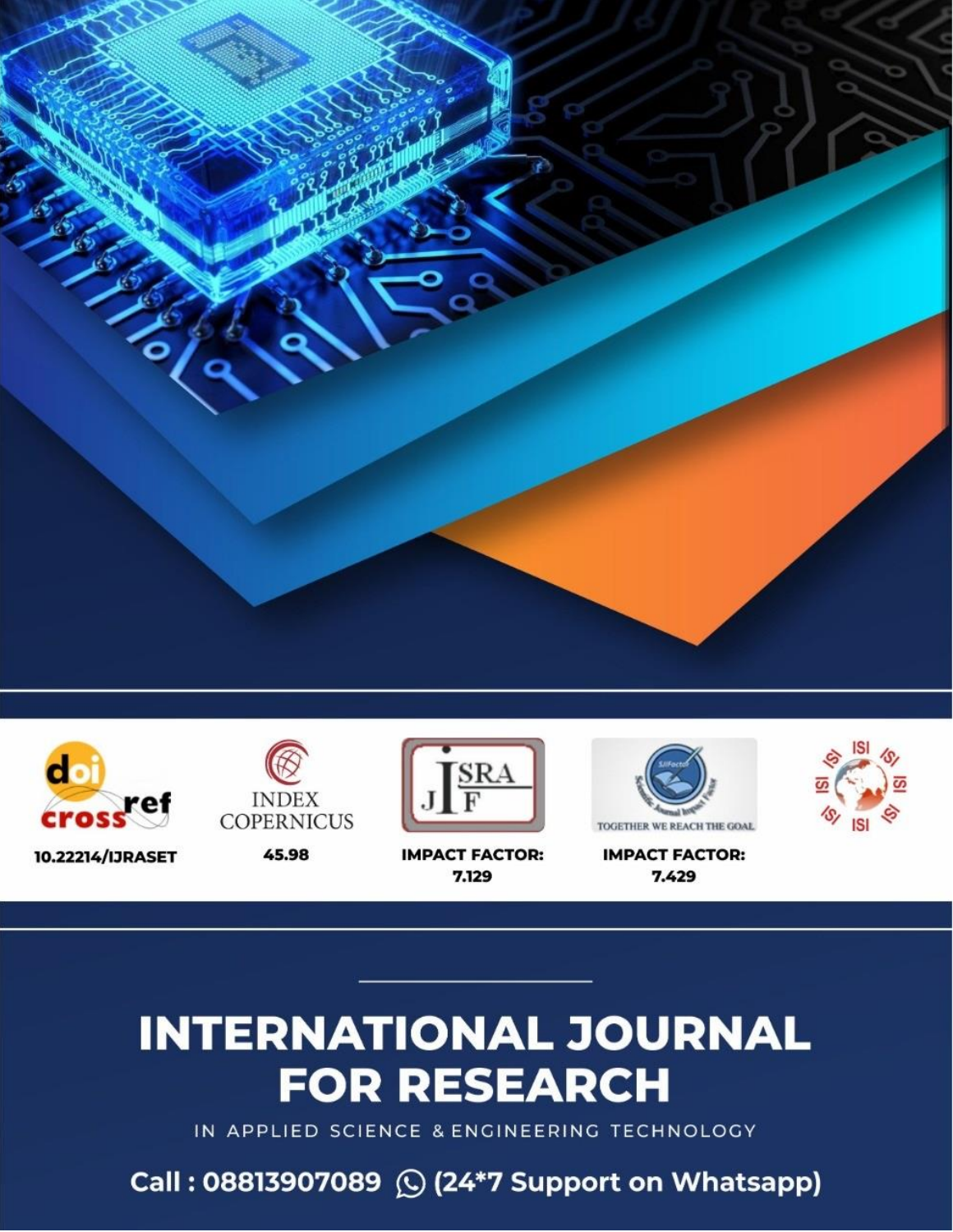10.22214/IJRASET

INDEX COPERNICUS

45.98

IMPACT FACTOR: 7.129

IMPACT FACTOR: 7.429

# INTERNATIONAL JOURNAL FOR RESEARCH

IN APPLIED SCIENCE & ENGINEERING TECHNOLOGY

Call : 08813907089 (24*7 Support on Whatsapp)